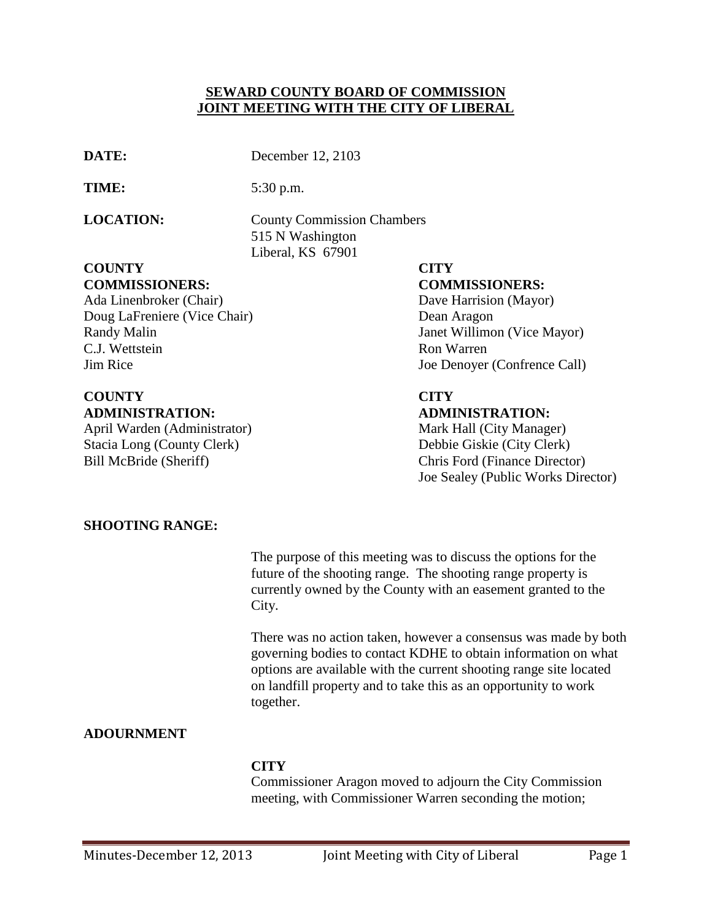**SEWARD COUNTY BOARD OF COMMISSION**
**JOINT MEETING WITH THE CITY OF LIBERAL**

**DATE:** December 12, 2103

**TIME:** 5:30 p.m.

**LOCATION:** County Commission Chambers
515 N Washington
Liberal, KS 67901

**COUNTY COMMISSIONERS:**
Ada Linenbroker (Chair)
Doug LaFreniere (Vice Chair)
Randy Malin
C.J. Wettstein
Jim Rice

**CITY COMMISSIONERS:**
Dave Harrision (Mayor)
Dean Aragon
Janet Willimon (Vice Mayor)
Ron Warren
Joe Denoyer (Confrence Call)

**COUNTY ADMINISTRATION:**
April Warden (Administrator)
Stacia Long (County Clerk)
Bill McBride (Sheriff)

**CITY ADMINISTRATION:**
Mark Hall (City Manager)
Debbie Giskie (City Clerk)
Chris Ford (Finance Director)
Joe Sealey (Public Works Director)

**SHOOTING RANGE:**

The purpose of this meeting was to discuss the options for the future of the shooting range. The shooting range property is currently owned by the County with an easement granted to the City.

There was no action taken, however a consensus was made by both governing bodies to contact KDHE to obtain information on what options are available with the current shooting range site located on landfill property and to take this as an opportunity to work together.

**ADOURNMENT**

**CITY**
Commissioner Aragon moved to adjourn the City Commission meeting, with Commissioner Warren seconding the motion;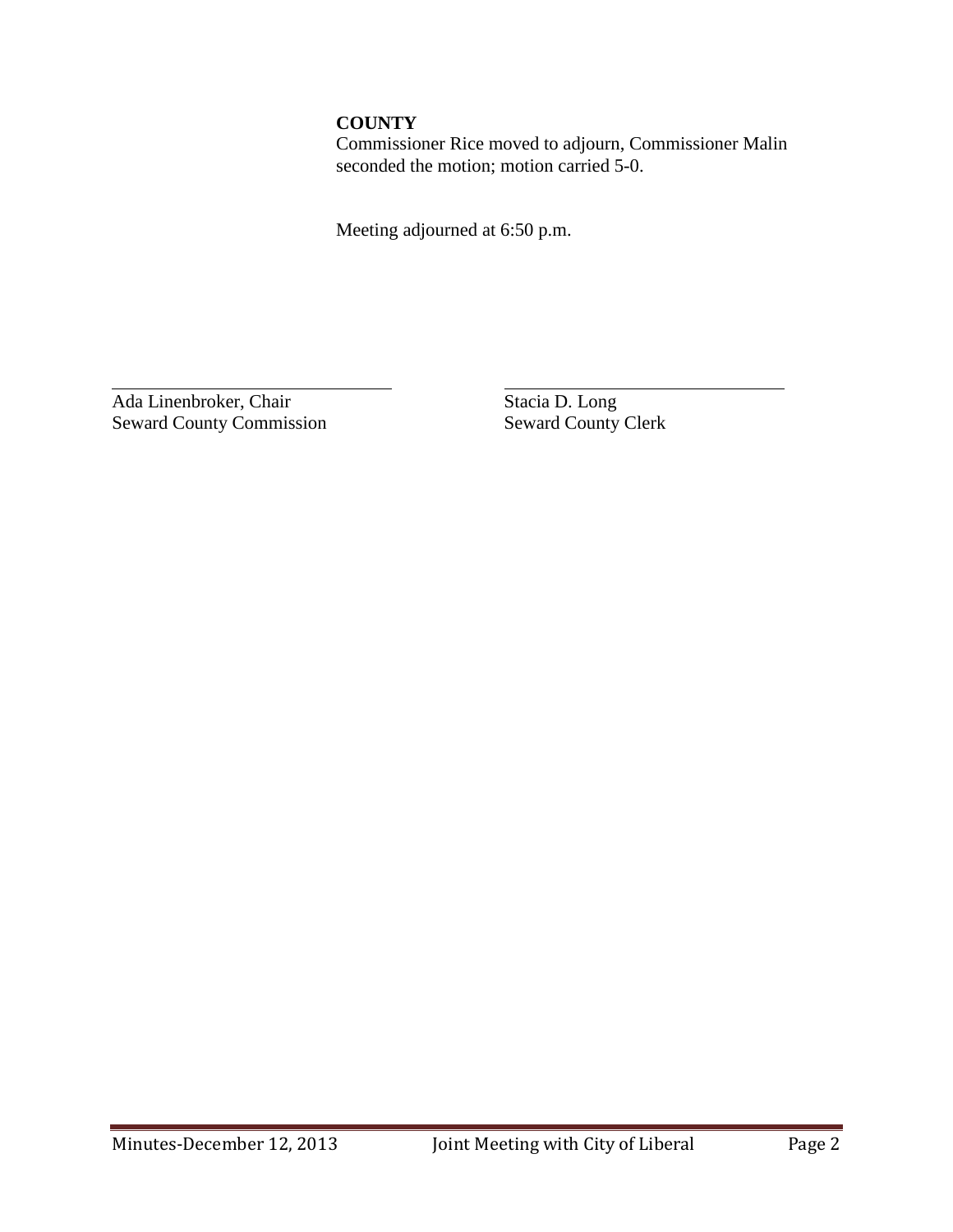**COUNTY**

Commissioner Rice moved to adjourn, Commissioner Malin seconded the motion; motion carried 5-0.

Meeting adjourned at 6:50 p.m.

| | |
|---|---|
| Ada Linenbroker, Chair<br>Seward County Commission | Stacia D. Long<br>Seward County Clerk |